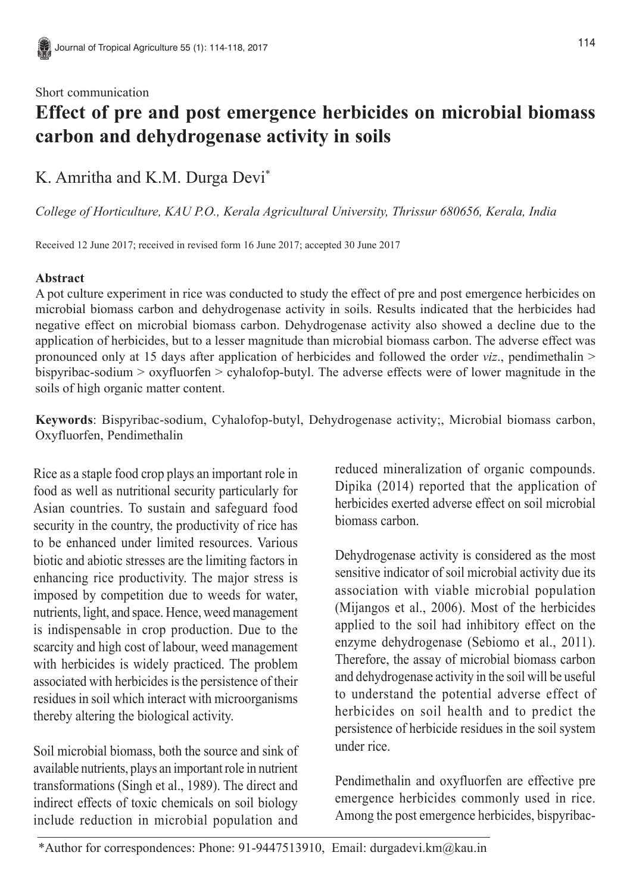Short communication

# Effect of pre and post emergence herbicides on microbial biomass carbon and dehydrogenase activity in soils

K. Amritha and K.M. Durga Devi*

*College of Horticulture, KAU P.O., Kerala Agricultural University, Thrissur 680656, Kerala, India*

Received 12 June 2017; received in revised form 16 June 2017; accepted 30 June 2017

## Abstract

A pot culture experiment in rice was conducted to study the effect of pre and post emergence herbicides on microbial biomass carbon and dehydrogenase activity in soils. Results indicated that the herbicides had negative effect on microbial biomass carbon. Dehydrogenase activity also showed a decline due to the application of herbicides, but to a lesser magnitude than microbial biomass carbon. The adverse effect was pronounced only at 15 days after application of herbicides and followed the order *viz*., pendimethalin > bispyribac-sodium > oxyfluorfen > cyhalofop-butyl. The adverse effects were of lower magnitude in the soils of high organic matter content.

**Keywords**: Bispyribac-sodium, Cyhalofop-butyl, Dehydrogenase activity;, Microbial biomass carbon, Oxyfluorfen, Pendimethalin

Rice as a staple food crop plays an important role in food as well as nutritional security particularly for Asian countries. To sustain and safeguard food security in the country, the productivity of rice has to be enhanced under limited resources. Various biotic and abiotic stresses are the limiting factors in enhancing rice productivity. The major stress is imposed by competition due to weeds for water, nutrients, light, and space. Hence, weed management is indispensable in crop production. Due to the scarcity and high cost of labour, weed management with herbicides is widely practiced. The problem associated with herbicides is the persistence of their residues in soil which interact with microorganisms thereby altering the biological activity.

Soil microbial biomass, both the source and sink of available nutrients, plays an important role in nutrient transformations (Singh et al., 1989). The direct and indirect effects of toxic chemicals on soil biology include reduction in microbial population and reduced mineralization of organic compounds. Dipika (2014) reported that the application of herbicides exerted adverse effect on soil microbial biomass carbon.

Dehydrogenase activity is considered as the most sensitive indicator of soil microbial activity due its association with viable microbial population (Mijangos et al., 2006). Most of the herbicides applied to the soil had inhibitory effect on the enzyme dehydrogenase (Sebiomo et al., 2011). Therefore, the assay of microbial biomass carbon and dehydrogenase activity in the soil will be useful to understand the potential adverse effect of herbicides on soil health and to predict the persistence of herbicide residues in the soil system under rice.

Pendimethalin and oxyfluorfen are effective pre emergence herbicides commonly used in rice. Among the post emergence herbicides, bispyribac-

*Author for correspondences: Phone: 91-9447513910, Email: durgadevi.km@kau.in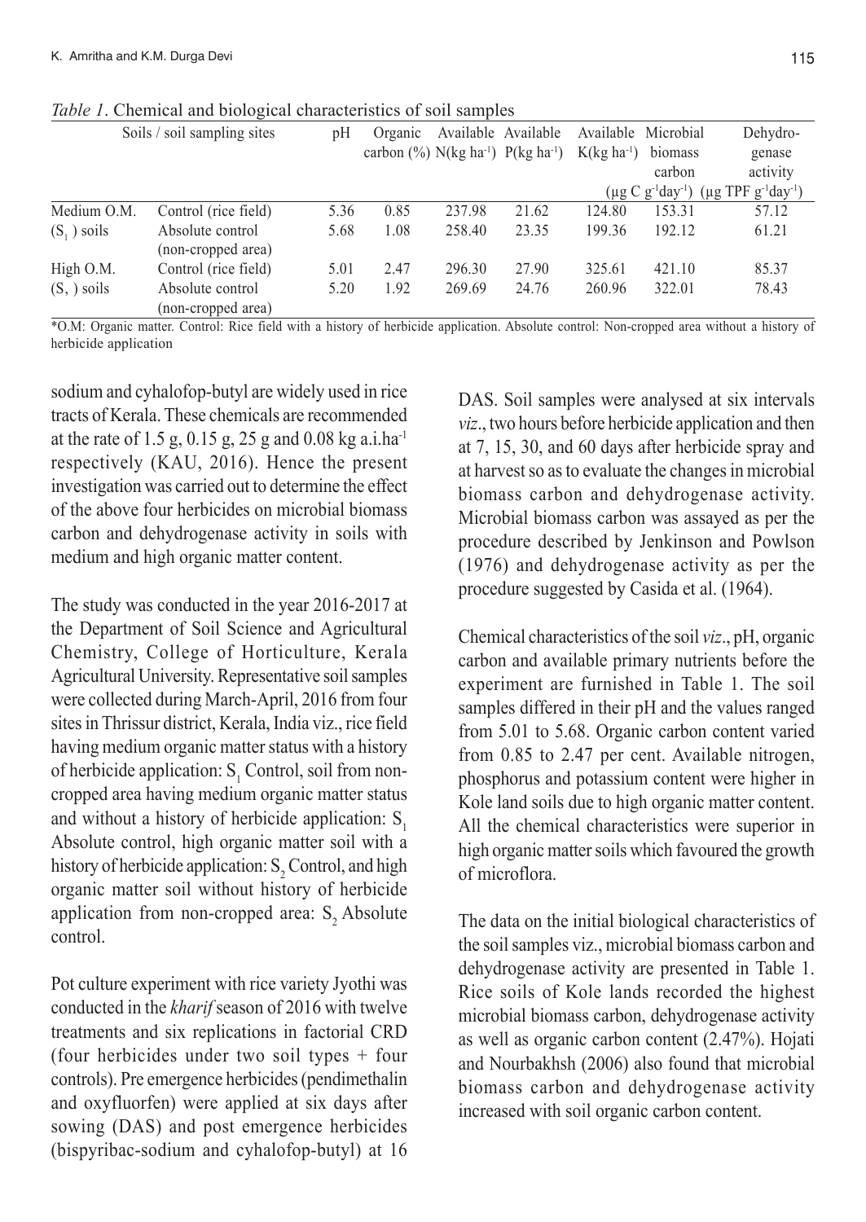*Table 1*. Chemical and biological characteristics of soil samples

| Soils / soil sampling sites | | pH | Organic carbon (%) | Available N(kg ha$^{-1}$) | Available P(kg ha$^{-1}$) | Available K(kg ha$^{-1}$) | Microbial biomass carbon (µg C g$^{-1}$day$^{-1}$) | Dehydrogenase activity (µg TPF g$^{-1}$day$^{-1}$) |
|---|---|---|---|---|---|---|---|---|
| Medium O.M. | Control (rice field) | 5.36 | 0.85 | 237.98 | 21.62 | 124.80 | 153.31 | 57.12 |
| ($S_1$) soils | Absolute control (non-cropped area) | 5.68 | 1.08 | 258.40 | 23.35 | 199.36 | 192.12 | 61.21 |
| High O.M. | Control (rice field) | 5.01 | 2.47 | 296.30 | 27.90 | 325.61 | 421.10 | 85.37 |
| ($S_2$) soils | Absolute control (non-cropped area) | 5.20 | 1.92 | 269.69 | 24.76 | 260.96 | 322.01 | 78.43 |

*O.M: Organic matter. Control: Rice field with a history of herbicide application. Absolute control: Non-cropped area without a history of herbicide application

sodium and cyhalofop-butyl are widely used in rice tracts of Kerala. These chemicals are recommended at the rate of 1.5 g, 0.15 g, 25 g and 0.08 kg a.i.ha$^{-1}$ respectively (KAU, 2016). Hence the present investigation was carried out to determine the effect of the above four herbicides on microbial biomass carbon and dehydrogenase activity in soils with medium and high organic matter content.

The study was conducted in the year 2016-2017 at the Department of Soil Science and Agricultural Chemistry, College of Horticulture, Kerala Agricultural University. Representative soil samples were collected during March-April, 2016 from four sites in Thrissur district, Kerala, India viz., rice field having medium organic matter status with a history of herbicide application: $S_1$ Control, soil from non-cropped area having medium organic matter status and without a history of herbicide application: $S_1$ Absolute control, high organic matter soil with a history of herbicide application: $S_2$ Control, and high organic matter soil without history of herbicide application from non-cropped area: $S_2$ Absolute control.

Pot culture experiment with rice variety Jyothi was conducted in the *kharif* season of 2016 with twelve treatments and six replications in factorial CRD (four herbicides under two soil types + four controls). Pre emergence herbicides (pendimethalin and oxyfluorfen) were applied at six days after sowing (DAS) and post emergence herbicides (bispyribac-sodium and cyhalofop-butyl) at 16 DAS. Soil samples were analysed at six intervals *viz*., two hours before herbicide application and then at 7, 15, 30, and 60 days after herbicide spray and at harvest so as to evaluate the changes in microbial biomass carbon and dehydrogenase activity. Microbial biomass carbon was assayed as per the procedure described by Jenkinson and Powlson (1976) and dehydrogenase activity as per the procedure suggested by Casida et al. (1964).

Chemical characteristics of the soil *viz*., pH, organic carbon and available primary nutrients before the experiment are furnished in Table 1. The soil samples differed in their pH and the values ranged from 5.01 to 5.68. Organic carbon content varied from 0.85 to 2.47 per cent. Available nitrogen, phosphorus and potassium content were higher in Kole land soils due to high organic matter content. All the chemical characteristics were superior in high organic matter soils which favoured the growth of microflora.

The data on the initial biological characteristics of the soil samples viz., microbial biomass carbon and dehydrogenase activity are presented in Table 1. Rice soils of Kole lands recorded the highest microbial biomass carbon, dehydrogenase activity as well as organic carbon content (2.47%). Hojati and Nourbakhsh (2006) also found that microbial biomass carbon and dehydrogenase activity increased with soil organic carbon content.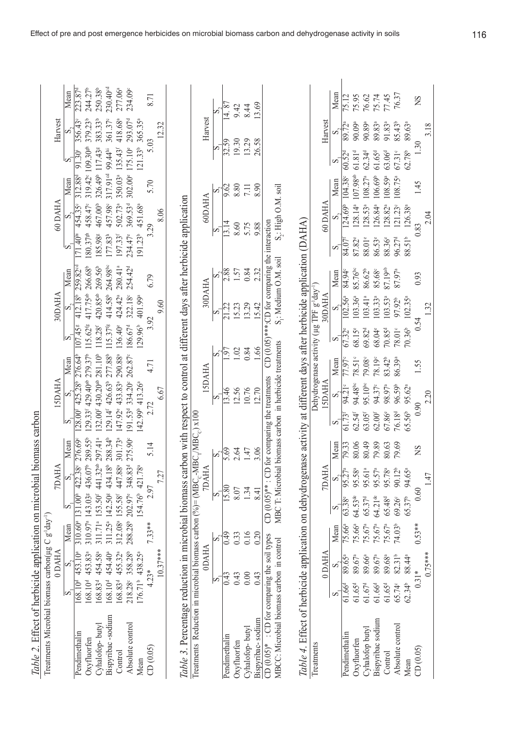*Table 2.* Effect of herbicide application on microbial biomass carbon

| Treatments | Microbial biomass carbon(µg C g⁻¹day⁻¹) | | | | | | | | | | | | | | | | | |
|---|---|---|---|---|---|---|---|---|---|---|---|---|---|---|---|---|---|---|
| | 0 DAHA | | | 7DAHA | | | 15DAHA | | | 30DAHA | | | 60 DAHA | | | Harvest | | |
| | $S_1$ | $S_2$ | Mean | $S_1$ | $S_2$ | Mean | $S_1$ | $S_2$ | Mean | $S_1$ | $S_2$ | Mean | $S_1$ | $S_2$ | Mean | $S_1$ | $S_2$ | Mean |
| Pendimethalin | 168.10[d] | 453.10[a] | 310.60[a] | 131.00[h] | 422.38[c] | 276.69[c] | 128.00[f] | 425.28[b] | 276.64[b] | 107.45[g] | 412.18[b] | 259.82[cd] | 171.40[h] | 454.35[c] | 312.88[d] | 91.30[i] | 356.43[c] | 223.87[d] |
| Oxyfluorfen | 168.10[d] | 453.83[a] | 310.97[a] | 143.03[g] | 436.07[b] | 289.55[b] | 129.33[f] | 429.40[ab] | 279.37[b] | 115.62[fg] | 417.75[ab] | 266.68[b] | 180.37[gh] | 458.47[c] | 319.42[c] | 109.30[gh] | 379.23[b] | 244.27[b] |
| Cyhalofop- butyl | 168.83[d] | 454.58[a] | 311.71[a] | 153.50[f] | 441.32[ab] | 297.41[a] | 132.00[f] | 430.20[ab] | 281.10[b] | 118.28[f] | 420.85[ab] | 269.56[b] | 185.98[g] | 467.00[b] | 326.49[b] | 117.43[g] | 383.33[b] | 250.38[b] |
| Bispyribac -sodium | 168.10[d] | 454.40[a] | 311.25[a] | 142.50[g] | 434.18[b] | 288.34[b] | 129.14[f] | 426.63[b] | 277.88[b] | 115.37[fg] | 414.58[b] | 264.98[bc] | 177.83[h] | 457.98[c] | 317.91[cd] | 99.44[hi] | 361.37[c] | 230.40[cd] |
| Control | 168.83[d] | 455.32[a] | 312.08[a] | 155.58[f] | 447.88[a] | 301.73[a] | 147.92[e] | 433.83[a] | 290.88[a] | 136.40[e] | 424.42[a] | 280.41[a] | 197.33[f] | 502.73[a] | 350.03[a] | 135.43[f] | 418.68[a] | 277.06[a] |
| Absolute control | 218.28[c] | 358.28[b] | 288.28[b] | 202.97[e] | 348.83[d] | 275.90[c] | 191.53[d] | 334.20[c] | 262.87[c] | 186.67[d] | 322.18[c] | 254.42[d] | 234.47[e] | 369.53[d] | 302.00[e] | 175.10[e] | 293.07[d] | 234.09[c] |
| Mean | 176.71[b] | 438.25[a] | | 154.76[b] | 421.78[a] | | 142.99[b] | 413.26[a] | | 129.96[b] | 401.99[a] | | 191.23[b] | 451.68[a] | | 121.33[b] | 365.35[a] | |
| CD (0.05) | 4.23* | | 7.33** | 2.97 | | 5.14 | 2.72 | | 4.71 | 3.92 | | 6.79 | 3.29 | | 5.70 | 5.03 | | 8.71 |
| | 10.37*** | | | 7.27 | | | 6.67 | | | 9.60 | | | 8.06 | | | 12.32 | | |

*Table 3.* Percentage reduction in microbial biomass carbon with respect to control at different days after herbicide application

| Treatments | Reduction in microbial biomass carbon (%)= $(MBC_C - MBC_T/MBC_C) \times 100$ | | | | | | | | | | | |
|---|---|---|---|---|---|---|---|---|---|---|---|---|
| | 0DAHA | | 7DAHA | | 15DAHA | | 30DAHA | | 60DAHA | | Harvest | |
| | $S_1$ | $S_2$ | $S_1$ | $S_2$ | $S_1$ | $S_2$ | $S_1$ | $S_2$ | $S_1$ | $S_2$ | $S_1$ | $S_2$ |
| Pendimethalin | 0.43 | 0.49 | 15.80 | 5.69 | 13.46 | 1.97 | 21.22 | 2.88 | 13.14 | 9.62 | 32.59 | 14. 87 |
| Oxyfluorfen | 0.43 | 0.33 | 8.07 | 2.64 | 12.56 | 1.02 | 15.23 | 1.57 | 8.60 | 8.80 | 19.30 | 9.42 |
| Cyhalofop- butyl | 0.00 | 0.16 | 1.34 | 1.47 | 10.76 | 0.84 | 13.29 | 0.84 | 5.75 | 7.11 | 13.29 | 8.44 |
| Bispyribac- sodium | 0.43 | 0.20 | 8.41 | 3.06 | 12.70 | 1.66 | 15.42 | 2.32 | 9.88 | 8.90 | 26.58 | 13.69 |

CD (0.05)* : CD for comparing the soil types  CD (0.05)** : CD for comparing the treatments  CD (0.05)***:CD for comparing the interaction

MBCC: Microbial biomass carbon in control  MBC T: Microbial biomass carbon in herbicide treatments  $S_1$: Medium O.M. soil  $S_2$: High O.M. soil

*Table 4.* Effect of herbicide application on dehydrogenase activity at different days after herbicide application (DAHA)

| Treatments | Dehydrogenase activity (µg TPF g⁻¹day⁻¹) | | | | | | | | | | | | | | | | | |
|---|---|---|---|---|---|---|---|---|---|---|---|---|---|---|---|---|---|---|
| | 0 DAHA | | | 7DAHA | | | 15DAHA | | | 30DAHA | | | 60 DAHA | | | Harvest | | |
| | $S_1$ | $S_2$ | Mean | $S_1$ | $S_2$ | Mean | $S_1$ | $S_2$ | Mean | $S_1$ | $S_2$ | Mean | $S_1$ | $S_2$ | Mean | $S_1$ | $S_2$ | Mean |
| Pendimethalin | 61.66[d] | 89.65[a] | 75.66[a] | 63.38[e] | 95.27[a] | 79.33 | 61.73[f] | 94.21[c] | 77.97[c] | 67.32[e] | 102.56[a] | 84.94[c] | 84.07[f] | 124.69[b] | 104.38[c] | 60.52[d] | 89.72[a] | 75.12 |
| Oxyfluorfen | 61.65[d] | 89.67[a] | 75.66[a] | 64.53[de] | 95.58[a] | 80.06 | 62.54[f] | 94.48[bc] | 78.51[c] | 68.15[e] | 103.36[a] | 85.76[bc] | 87.82[e] | 128.14[a] | 107.98[ab] | 61.81[d] | 90.09[a] | 75.95 |
| Cyhalofop butyl | 61.67[d] | 89.66[a] | 75.67[a] | 65.37[d] | 95.61[a] | 80.49 | 63.05[f] | 95.10[bc] | 79.08[c] | 69.82[d] | 103.41[a] | 86.62[b] | 88.01[e] | 128.53[a] | 108.27[a] | 62.34[d] | 90.89[a] | 76.62 |
| Bispyribac sodium | 61.66[d] | 89.67[a] | 75.67[a] | 64.21[de] | 95.57[a] | 79.89 | 62.00[f] | 94.37[c] | 78.19[c] | 68.04[e] | 103.33[a] | 85.68[c] | 86.53[e] | 126.84[b] | 106.69[b] | 61.65[d] | 89.83[a] | 75.74 |
| Control | 61.65[d] | 89.68[a] | 75.67[a] | 65.48[d] | 95.78[a] | 80.63 | 67.86[e] | 98.97[a] | 83.42[b] | 70.85[d] | 103.53[a] | 87.19[ab] | 88.36[e] | 128.82[a] | 108.59[a] | 63.06[d] | 91.83[a] | 77.45 |
| Absolute control | 65.74[c] | 82.31[b] | 74.03[b] | 69.26[c] | 90.12[b] | 79.69 | 76.18[d] | 96.59[b] | 86.39[a] | 78.01[c] | 97.92[b] | 87.97[a] | 96.27[d] | 121.23[c] | 108.75[a] | 67.31[c] | 85.43[b] | 76.37 |
| Mean | 62.34[b] | 88.44[a] | | 65.37[b] | 94.65[a] | | 65.56[b] | 95.62[a] | | 70.36[b] | 102.35[a] | | 88.51[b] | 126.38[a] | | 62.78[b] | 89.63[a] | |
| CD (0.05) | 0.31* | | 0.53** | 0.60 | | NS | 0.90 | | 1.55 | 0.54 | | 0.93 | 0.83 | | 1.45 | 1.30 | | NS |
| | 0.75*** | | | 1.47 | | | 2.20 | | | 1.32 | | | 2.04 | | | 3.18 | | |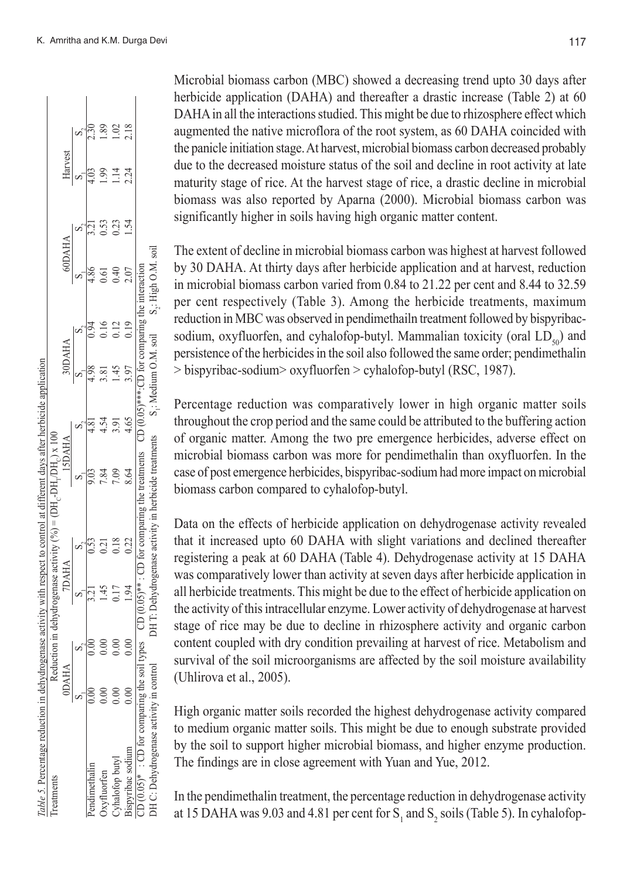*Table 5.* Percentage reduction in dehydrogenase activity with respect to control at different days after herbicide application

| Treatments | Reduction in dehydrogenase activity (%) = $(DH_C - DH_T / DH_C) \times 100$ | | | | | | | | | | | |
|---|---|---|---|---|---|---|---|---|---|---|---|---|
| | 0DAHA | | 7DAHA | | 15DAHA | | 30DAHA | | 60DAHA | | Harvest | |
| | $S_1$ | $S_2$ | $S_1$ | $S_2$ | $S_1$ | $S_2$ | $S_1$ | $S_2$ | $S_1$ | $S_2$ | $S_1$ | $S_2$ |
| Pendimethalin | 0.00 | 0.00 | 3.21 | 0.53 | 9.03 | 4.81 | 4.98 | 0.94 | 4.86 | 3.21 | 4.03 | 2.30 |
| Oxyfluorfen | 0.00 | 0.00 | 1.45 | 0.21 | 7.84 | 4.54 | 3.81 | 0.16 | 0.61 | 0.53 | 1.99 | 1.89 |
| Cyhalofop butyl | 0.00 | 0.00 | 0.17 | 0.18 | 7.09 | 3.91 | 1.45 | 0.12 | 0.40 | 0.23 | 1.14 | 1.02 |
| Bispyribac sodium | 0.00 | 0.00 | 1.94 | 0.22 | 8.64 | 4.65 | 3.97 | 0.19 | 2.07 | 1.54 | 2.24 | 2.18 |

CD (0.05)* : CD for comparing the soil types  CD (0.05)** : CD for comparing the treatments  CD (0.05)***: CD for comparing the interaction

DH C: Dehydrogenase activity in control  DH T: Dehydrogenase activity in herbicide treatments  $S_1$: Medium O.M. soil  $S_2$: High O.M. soil

Microbial biomass carbon (MBC) showed a decreasing trend upto 30 days after herbicide application (DAHA) and thereafter a drastic increase (Table 2) at 60 DAHA in all the interactions studied. This might be due to rhizosphere effect which augmented the native microflora of the root system, as 60 DAHA coincided with the panicle initiation stage. At harvest, microbial biomass carbon decreased probably due to the decreased moisture status of the soil and decline in root activity at late maturity stage of rice. At the harvest stage of rice, a drastic decline in microbial biomass was also reported by Aparna (2000). Microbial biomass carbon was significantly higher in soils having high organic matter content.

The extent of decline in microbial biomass carbon was highest at harvest followed by 30 DAHA. At thirty days after herbicide application and at harvest, reduction in microbial biomass carbon varied from 0.84 to 21.22 per cent and 8.44 to 32.59 per cent respectively (Table 3). Among the herbicide treatments, maximum reduction in MBC was observed in pendimethailn treatment followed by bispyribac-sodium, oxyfluorfen, and cyhalofop-butyl. Mammalian toxicity (oral $LD_{50}$) and persistence of the herbicides in the soil also followed the same order; pendimethalin > bispyribac-sodium> oxyfluorfen > cyhalofop-butyl (RSC, 1987).

Percentage reduction was comparatively lower in high organic matter soils throughout the crop period and the same could be attributed to the buffering action of organic matter. Among the two pre emergence herbicides, adverse effect on microbial biomass carbon was more for pendimethalin than oxyfluorfen. In the case of post emergence herbicides, bispyribac-sodium had more impact on microbial biomass carbon compared to cyhalofop-butyl.

Data on the effects of herbicide application on dehydrogenase activity revealed that it increased upto 60 DAHA with slight variations and declined thereafter registering a peak at 60 DAHA (Table 4). Dehydrogenase activity at 15 DAHA was comparatively lower than activity at seven days after herbicide application in all herbicide treatments. This might be due to the effect of herbicide application on the activity of this intracellular enzyme. Lower activity of dehydrogenase at harvest stage of rice may be due to decline in rhizosphere activity and organic carbon content coupled with dry condition prevailing at harvest of rice. Metabolism and survival of the soil microorganisms are affected by the soil moisture availability (Uhlirova et al., 2005).

High organic matter soils recorded the highest dehydrogenase activity compared to medium organic matter soils. This might be due to enough substrate provided by the soil to support higher microbial biomass, and higher enzyme production. The findings are in close agreement with Yuan and Yue, 2012.

In the pendimethalin treatment, the percentage reduction in dehydrogenase activity at 15 DAHA was 9.03 and 4.81 per cent for $S_1$ and $S_2$ soils (Table 5). In cyhalofop-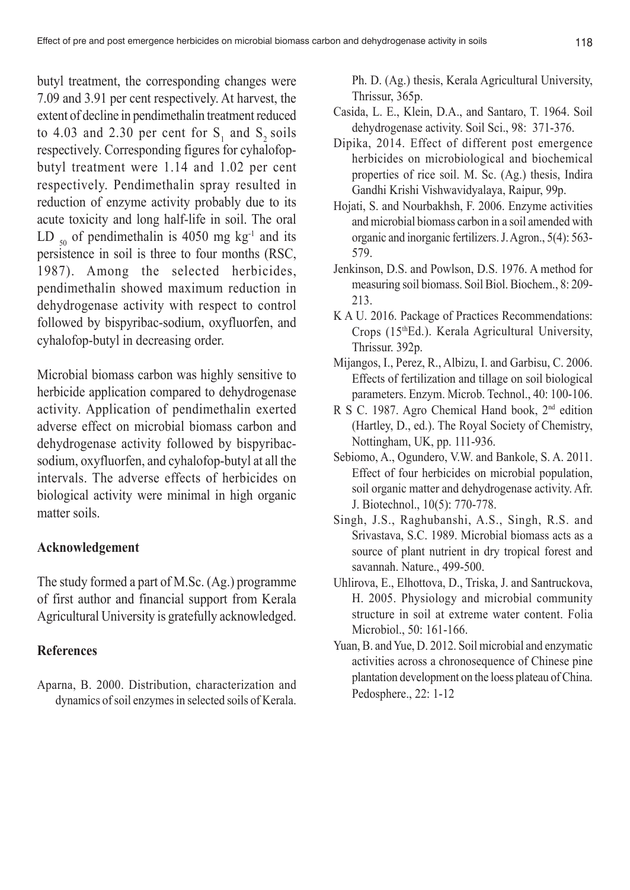butyl treatment, the corresponding changes were 7.09 and 3.91 per cent respectively. At harvest, the extent of decline in pendimethalin treatment reduced to 4.03 and 2.30 per cent for $S_1$ and $S_2$ soils respectively. Corresponding figures for cyhalofop-butyl treatment were 1.14 and 1.02 per cent respectively. Pendimethalin spray resulted in reduction of enzyme activity probably due to its acute toxicity and long half-life in soil. The oral $LD_{50}$ of pendimethalin is 4050 mg $kg^{-1}$ and its persistence in soil is three to four months (RSC, 1987). Among the selected herbicides, pendimethalin showed maximum reduction in dehydrogenase activity with respect to control followed by bispyribac-sodium, oxyfluorfen, and cyhalofop-butyl in decreasing order.

Microbial biomass carbon was highly sensitive to herbicide application compared to dehydrogenase activity. Application of pendimethalin exerted adverse effect on microbial biomass carbon and dehydrogenase activity followed by bispyribac-sodium, oxyfluorfen, and cyhalofop-butyl at all the intervals. The adverse effects of herbicides on biological activity were minimal in high organic matter soils.

## Acknowledgement

The study formed a part of M.Sc. (Ag.) programme of first author and financial support from Kerala Agricultural University is gratefully acknowledged.

## References

Aparna, B. 2000. Distribution, characterization and dynamics of soil enzymes in selected soils of Kerala. Ph. D. (Ag.) thesis, Kerala Agricultural University, Thrissur, 365p.

Casida, L. E., Klein, D.A., and Santaro, T. 1964. Soil dehydrogenase activity. Soil Sci., 98: 371-376.

Dipika, 2014. Effect of different post emergence herbicides on microbiological and biochemical properties of rice soil. M. Sc. (Ag.) thesis, Indira Gandhi Krishi Vishwavidyalaya, Raipur, 99p.

Hojati, S. and Nourbakhsh, F. 2006. Enzyme activities and microbial biomass carbon in a soil amended with organic and inorganic fertilizers. J. Agron., 5(4): 563-579.

Jenkinson, D.S. and Powlson, D.S. 1976. A method for measuring soil biomass. Soil Biol. Biochem., 8: 209-213.

K A U. 2016. Package of Practices Recommendations: Crops (15thEd.). Kerala Agricultural University, Thrissur. 392p.

Mijangos, I., Perez, R., Albizu, I. and Garbisu, C. 2006. Effects of fertilization and tillage on soil biological parameters. Enzym. Microb. Technol., 40: 100-106.

R S C. 1987. Agro Chemical Hand book, 2nd edition (Hartley, D., ed.). The Royal Society of Chemistry, Nottingham, UK, pp. 111-936.

Sebiomo, A., Ogundero, V.W. and Bankole, S. A. 2011. Effect of four herbicides on microbial population, soil organic matter and dehydrogenase activity. Afr. J. Biotechnol., 10(5): 770-778.

Singh, J.S., Raghubanshi, A.S., Singh, R.S. and Srivastava, S.C. 1989. Microbial biomass acts as a source of plant nutrient in dry tropical forest and savannah. Nature., 499-500.

Uhlirova, E., Elhottova, D., Triska, J. and Santruckova, H. 2005. Physiology and microbial community structure in soil at extreme water content. Folia Microbiol., 50: 161-166.

Yuan, B. and Yue, D. 2012. Soil microbial and enzymatic activities across a chronosequence of Chinese pine plantation development on the loess plateau of China. Pedosphere., 22: 1-12